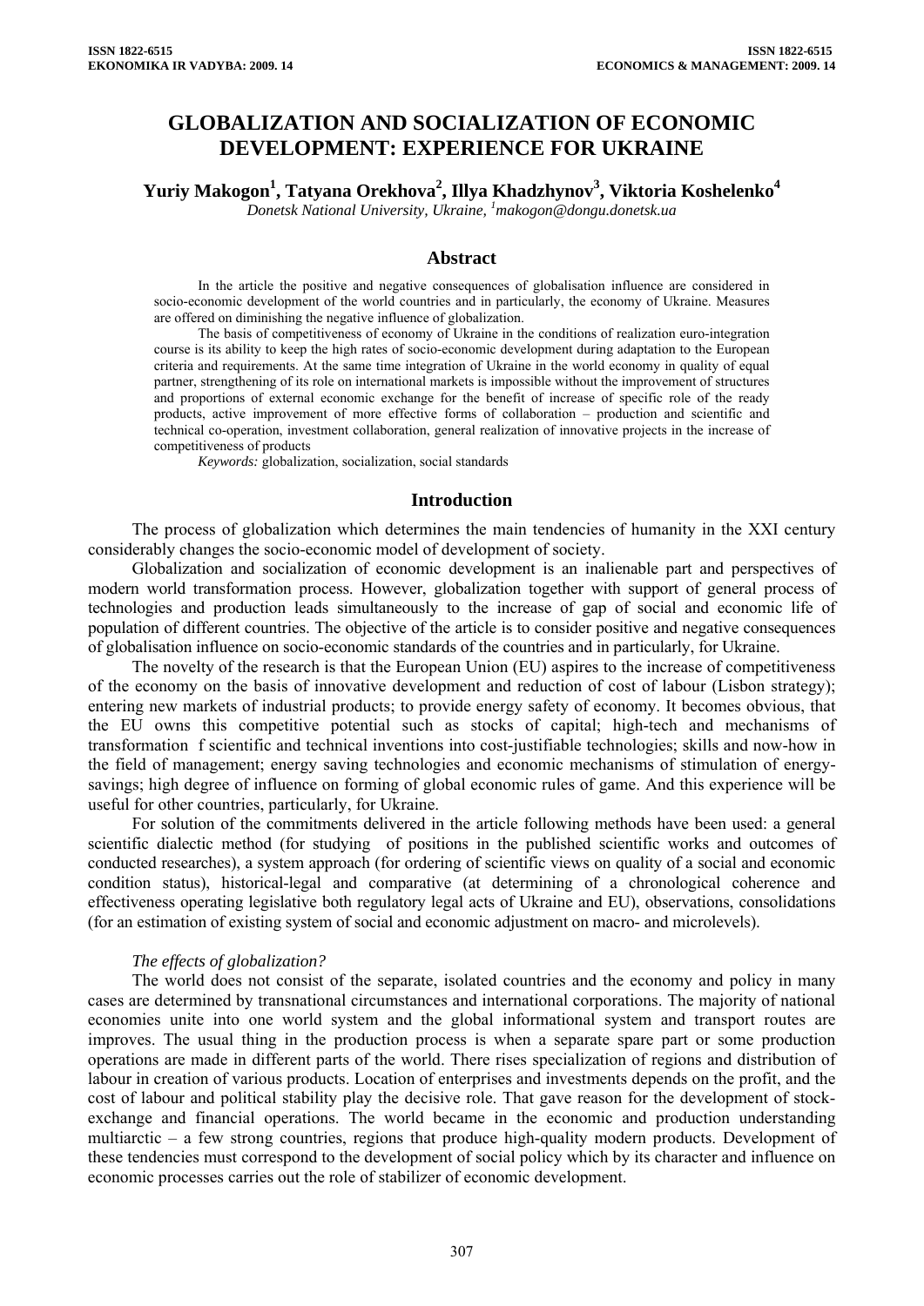# GLOBALIZATION AND SOCIALIZATION OF ECONOMIC DEVELOPMENT: EXPERIENCE FOR UKRAINE

**Yuriy Makogon[1], Tatyana Orekhova[2], Illya Khadzhynov[3], Viktoria Koshelenko[4]**

*Donetsk National University, Ukraine, [1]makogon@dongu.donetsk.ua*

## Abstract

In the article the positive and negative consequences of globalisation influence are considered in socio-economic development of the world countries and in particularly, the economy of Ukraine. Measures are offered on diminishing the negative influence of globalization.

The basis of competitiveness of economy of Ukraine in the conditions of realization euro-integration course is its ability to keep the high rates of socio-economic development during adaptation to the European criteria and requirements. At the same time integration of Ukraine in the world economy in quality of equal partner, strengthening of its role on international markets is impossible without the improvement of structures and proportions of external economic exchange for the benefit of increase of specific role of the ready products, active improvement of more effective forms of collaboration – production and scientific and technical co-operation, investment collaboration, general realization of innovative projects in the increase of competitiveness of products

*Keywords:* globalization, socialization, social standards

## Introduction

The process of globalization which determines the main tendencies of humanity in the XXI century considerably changes the socio-economic model of development of society.

Globalization and socialization of economic development is an inalienable part and perspectives of modern world transformation process. However, globalization together with support of general process of technologies and production leads simultaneously to the increase of gap of social and economic life of population of different countries. The objective of the article is to consider positive and negative consequences of globalisation influence on socio-economic standards of the countries and in particularly, for Ukraine.

The novelty of the research is that the European Union (EU) aspires to the increase of competitiveness of the economy on the basis of innovative development and reduction of cost of labour (Lisbon strategy); entering new markets of industrial products; to provide energy safety of economy. It becomes obvious, that the EU owns this competitive potential such as stocks of capital; high-tech and mechanisms of transformation f scientific and technical inventions into cost-justifiable technologies; skills and now-how in the field of management; energy saving technologies and economic mechanisms of stimulation of energy-savings; high degree of influence on forming of global economic rules of game. And this experience will be useful for other countries, particularly, for Ukraine.

For solution of the commitments delivered in the article following methods have been used: a general scientific dialectic method (for studying of positions in the published scientific works and outcomes of conducted researches), a system approach (for ordering of scientific views on quality of a social and economic condition status), historical-legal and comparative (at determining of a chronological coherence and effectiveness operating legislative both regulatory legal acts of Ukraine and EU), observations, consolidations (for an estimation of existing system of social and economic adjustment on macro- and microlevels).

### *The effects of globalization?*

The world does not consist of the separate, isolated countries and the economy and policy in many cases are determined by transnational circumstances and international corporations. The majority of national economies unite into one world system and the global informational system and transport routes are improves. The usual thing in the production process is when a separate spare part or some production operations are made in different parts of the world. There rises specialization of regions and distribution of labour in creation of various products. Location of enterprises and investments depends on the profit, and the cost of labour and political stability play the decisive role. That gave reason for the development of stock-exchange and financial operations. The world became in the economic and production understanding multiarctic – a few strong countries, regions that produce high-quality modern products. Development of these tendencies must correspond to the development of social policy which by its character and influence on economic processes carries out the role of stabilizer of economic development.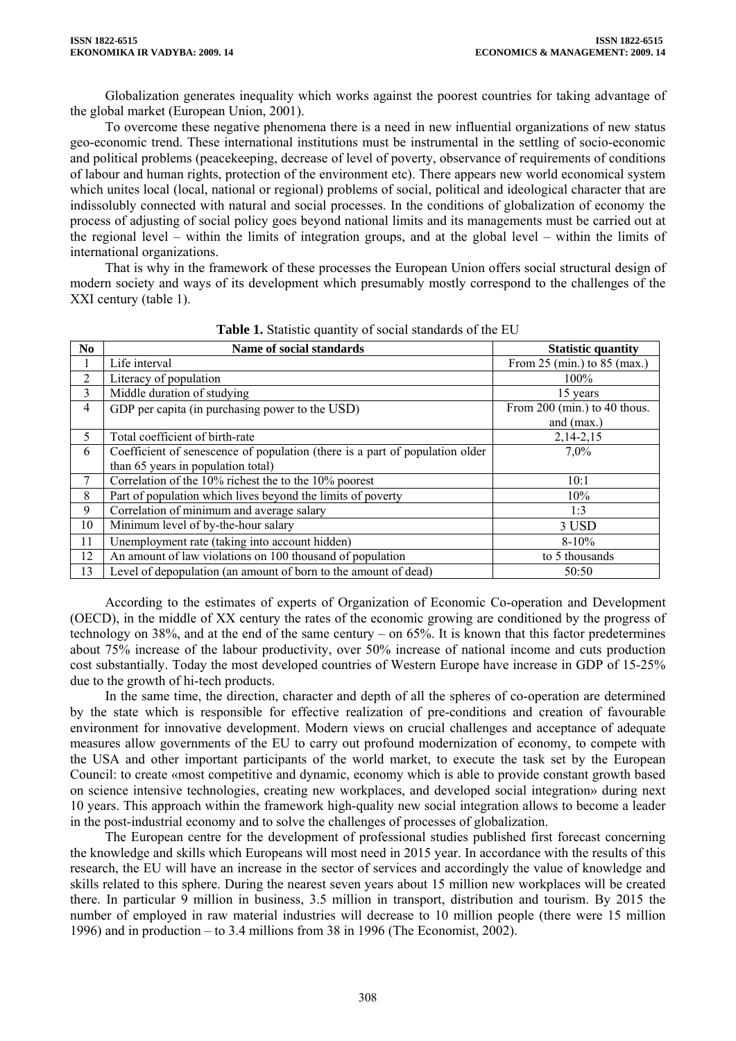Globalization generates inequality which works against the poorest countries for taking advantage of the global market (European Union, 2001).

To overcome these negative phenomena there is a need in new influential organizations of new status geo-economic trend. These international institutions must be instrumental in the settling of socio-economic and political problems (peacekeeping, decrease of level of poverty, observance of requirements of conditions of labour and human rights, protection of the environment etc). There appears new world economical system which unites local (local, national or regional) problems of social, political and ideological character that are indissolubly connected with natural and social processes. In the conditions of globalization of economy the process of adjusting of social policy goes beyond national limits and its managements must be carried out at the regional level – within the limits of integration groups, and at the global level – within the limits of international organizations.

That is why in the framework of these processes the European Union offers social structural design of modern society and ways of its development which presumably mostly correspond to the challenges of the XXI century (table 1).

**Table 1.** Statistic quantity of social standards of the EU

| No | Name of social standards | Statistic quantity |
|---|---|---|
| 1 | Life interval | From 25 (min.) to 85 (max.) |
| 2 | Literacy of population | 100% |
| 3 | Middle duration of studying | 15 years |
| 4 | GDP per capita (in purchasing power to the USD) | From 200 (min.) to 40 thous. and (max.) |
| 5 | Total coefficient of birth-rate | 2,14-2,15 |
| 6 | Coefficient of senescence of population (there is a part of population older than 65 years in population structure) | 7,0% |
| 7 | Correlation of the 10% richest the to the 10% poorest | 10:1 |
| 8 | Part of population which lives beyond the limits of poverty | 10% |
| 9 | Correlation of minimum and average salary | 1:3 |
| 10 | Minimum level of by-the-hour salary | 3 USD |
| 11 | Unemployment rate (taking into account hidden) | 8-10% |
| 12 | An amount of law violations on 100 thousand of population | to 5 thousands |
| 13 | Level of depopulation (an amount of born to the amount of dead) | 50:50 |

According to the estimates of experts of Organization of Economic Co-operation and Development (OECD), in the middle of XX century the rates of the economic growing are conditioned by the progress of technology on 38%, and at the end of the same century – on 65%. It is known that this factor predetermines about 75% increase of the labour productivity, over 50% increase of national income and cuts production cost substantially. Today the most developed countries of Western Europe have increase in GDP of 15-25% due to the growth of hi-tech products.

In the same time, the direction, character and depth of all the spheres of co-operation are determined by the state which is responsible for effective realization of pre-conditions and creation of favourable environment for innovative development. Modern views on crucial challenges and acceptance of adequate measures allow governments of the EU to carry out profound modernization of economy, to compete with the USA and other important participants of the world market, to execute the task set by the European Council: to create «most competitive and dynamic, economy which is able to provide constant growth based on science intensive technologies, creating new workplaces, and developed social integration» during next 10 years. This approach within the framework high-quality new social integration allows to become a leader in the post-industrial economy and to solve the challenges of processes of globalization.

The European centre for the development of professional studies published first forecast concerning the knowledge and skills which Europeans will most need in 2015 year. In accordance with the results of this research, the EU will have an increase in the sector of services and accordingly the value of knowledge and skills related to this sphere. During the nearest seven years about 15 million new workplaces will be created there. In particular 9 million in business, 3.5 million in transport, distribution and tourism. By 2015 the number of employed in raw material industries will decrease to 10 million people (there were 15 million 1996) and in production – to 3.4 millions from 38 in 1996 (The Economist, 2002).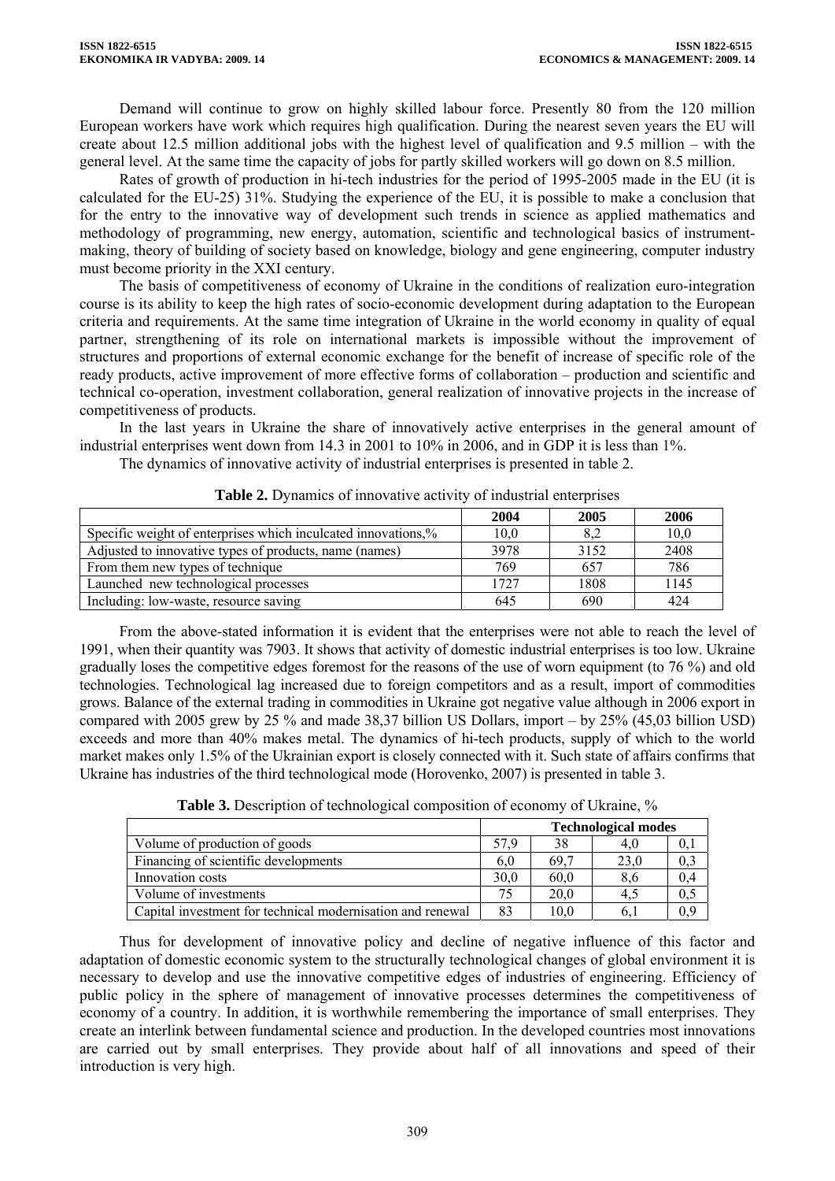Demand will continue to grow on highly skilled labour force. Presently 80 from the 120 million European workers have work which requires high qualification. During the nearest seven years the EU will create about 12.5 million additional jobs with the highest level of qualification and 9.5 million – with the general level. At the same time the capacity of jobs for partly skilled workers will go down on 8.5 million.

Rates of growth of production in hi-tech industries for the period of 1995-2005 made in the EU (it is calculated for the EU-25) 31%. Studying the experience of the EU, it is possible to make a conclusion that for the entry to the innovative way of development such trends in science as applied mathematics and methodology of programming, new energy, automation, scientific and technological basics of instrument-making, theory of building of society based on knowledge, biology and gene engineering, computer industry must become priority in the XXI century.

The basis of competitiveness of economy of Ukraine in the conditions of realization euro-integration course is its ability to keep the high rates of socio-economic development during adaptation to the European criteria and requirements. At the same time integration of Ukraine in the world economy in quality of equal partner, strengthening of its role on international markets is impossible without the improvement of structures and proportions of external economic exchange for the benefit of increase of specific role of the ready products, active improvement of more effective forms of collaboration – production and scientific and technical co-operation, investment collaboration, general realization of innovative projects in the increase of competitiveness of products.

In the last years in Ukraine the share of innovatively active enterprises in the general amount of industrial enterprises went down from 14.3 in 2001 to 10% in 2006, and in GDP it is less than 1%.

The dynamics of innovative activity of industrial enterprises is presented in table 2.

**Table 2.** Dynamics of innovative activity of industrial enterprises

| | 2004 | 2005 | 2006 |
|---|---|---|---|
| Specific weight of enterprises which inculcated innovations,% | 10,0 | 8,2 | 10,0 |
| Adjusted to innovative types of products, name (names) | 3978 | 3152 | 2408 |
| From them new types of technique | 769 | 657 | 786 |
| Launched new technological processes | 1727 | 1808 | 1145 |
| Including: low-waste, resource saving | 645 | 690 | 424 |

From the above-stated information it is evident that the enterprises were not able to reach the level of 1991, when their quantity was 7903. It shows that activity of domestic industrial enterprises is too low. Ukraine gradually loses the competitive edges foremost for the reasons of the use of worn equipment (to 76 %) and old technologies. Technological lag increased due to foreign competitors and as a result, import of commodities grows. Balance of the external trading in commodities in Ukraine got negative value although in 2006 export in compared with 2005 grew by 25 % and made 38,37 billion US Dollars, import – by 25% (45,03 billion USD) exceeds and more than 40% makes metal. The dynamics of hi-tech products, supply of which to the world market makes only 1.5% of the Ukrainian export is closely connected with it. Such state of affairs confirms that Ukraine has industries of the third technological mode (Horovenko, 2007) is presented in table 3.

**Table 3.** Description of technological composition of economy of Ukraine, %

| | Technological modes | | | |
|---|---|---|---|---|
| Volume of production of goods | 57,9 | 38 | 4,0 | 0,1 |
| Financing of scientific developments | 6,0 | 69,7 | 23,0 | 0,3 |
| Innovation costs | 30,0 | 60,0 | 8,6 | 0,4 |
| Volume of investments | 75 | 20,0 | 4,5 | 0,5 |
| Capital investment for technical modernisation and renewal | 83 | 10,0 | 6,1 | 0,9 |

Thus for development of innovative policy and decline of negative influence of this factor and adaptation of domestic economic system to the structurally technological changes of global environment it is necessary to develop and use the innovative competitive edges of industries of engineering. Efficiency of public policy in the sphere of management of innovative processes determines the competitiveness of economy of a country. In addition, it is worthwhile remembering the importance of small enterprises. They create an interlink between fundamental science and production. In the developed countries most innovations are carried out by small enterprises. They provide about half of all innovations and speed of their introduction is very high.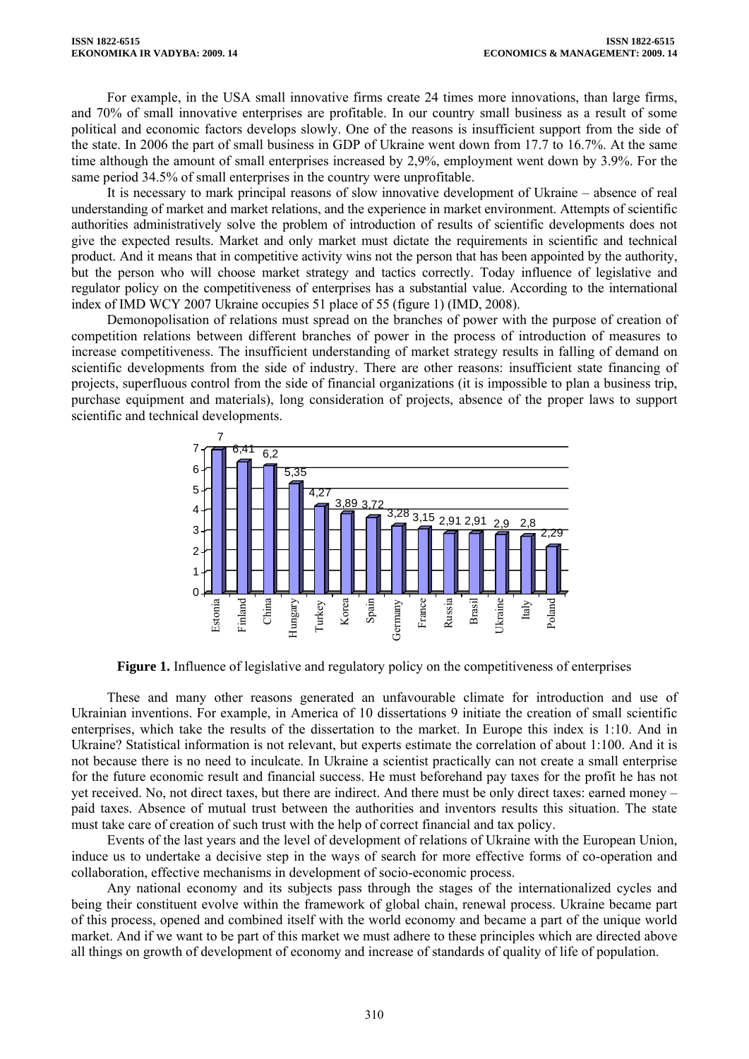For example, in the USA small innovative firms create 24 times more innovations, than large firms, and 70% of small innovative enterprises are profitable. In our country small business as a result of some political and economic factors develops slowly. One of the reasons is insufficient support from the side of the state. In 2006 the part of small business in GDP of Ukraine went down from 17.7 to 16.7%. At the same time although the amount of small enterprises increased by 2,9%, employment went down by 3.9%. For the same period 34.5% of small enterprises in the country were unprofitable.

It is necessary to mark principal reasons of slow innovative development of Ukraine – absence of real understanding of market and market relations, and the experience in market environment. Attempts of scientific authorities administratively solve the problem of introduction of results of scientific developments does not give the expected results. Market and only market must dictate the requirements in scientific and technical product. And it means that in competitive activity wins not the person that has been appointed by the authority, but the person who will choose market strategy and tactics correctly. Today influence of legislative and regulator policy on the competitiveness of enterprises has a substantial value. According to the international index of IMD WCY 2007 Ukraine occupies 51 place of 55 (figure 1) (IMD, 2008).

Demonopolisation of relations must spread on the branches of power with the purpose of creation of competition relations between different branches of power in the process of introduction of measures to increase competitiveness. The insufficient understanding of market strategy results in falling of demand on scientific developments from the side of industry. There are other reasons: insufficient state financing of projects, superfluous control from the side of financial organizations (it is impossible to plan a business trip, purchase equipment and materials), long consideration of projects, absence of the proper laws to support scientific and technical developments.

| Country | Value |
| --- | --- |
| Estonia | 7 |
| Finland | 6,41 |
| China | 6,2 |
| Hungary | 5,35 |
| Turkey | 4,27 |
| Korea | 3,89 |
| Spain | 3,72 |
| Germany | 3,28 |
| France | 3,15 |
| Russia | 2,91 |
| Brasil | 2,91 |
| Ukraine | 2,9 |
| Italy | 2,8 |
| Poland | 2,29 |

**Figure 1.** Influence of legislative and regulatory policy on the competitiveness of enterprises

These and many other reasons generated an unfavourable climate for introduction and use of Ukrainian inventions. For example, in America of 10 dissertations 9 initiate the creation of small scientific enterprises, which take the results of the dissertation to the market. In Europe this index is 1:10. And in Ukraine? Statistical information is not relevant, but experts estimate the correlation of about 1:100. And it is not because there is no need to inculcate. In Ukraine a scientist practically can not create a small enterprise for the future economic result and financial success. He must beforehand pay taxes for the profit he has not yet received. No, not direct taxes, but there are indirect. And there must be only direct taxes: earned money – paid taxes. Absence of mutual trust between the authorities and inventors results this situation. The state must take care of creation of such trust with the help of correct financial and tax policy.

Events of the last years and the level of development of relations of Ukraine with the European Union, induce us to undertake a decisive step in the ways of search for more effective forms of co-operation and collaboration, effective mechanisms in development of socio-economic process.

Any national economy and its subjects pass through the stages of the internationalized cycles and being their constituent evolve within the framework of global chain, renewal process. Ukraine became part of this process, opened and combined itself with the world economy and became a part of the unique world market. And if we want to be part of this market we must adhere to these principles which are directed above all things on growth of development of economy and increase of standards of quality of life of population.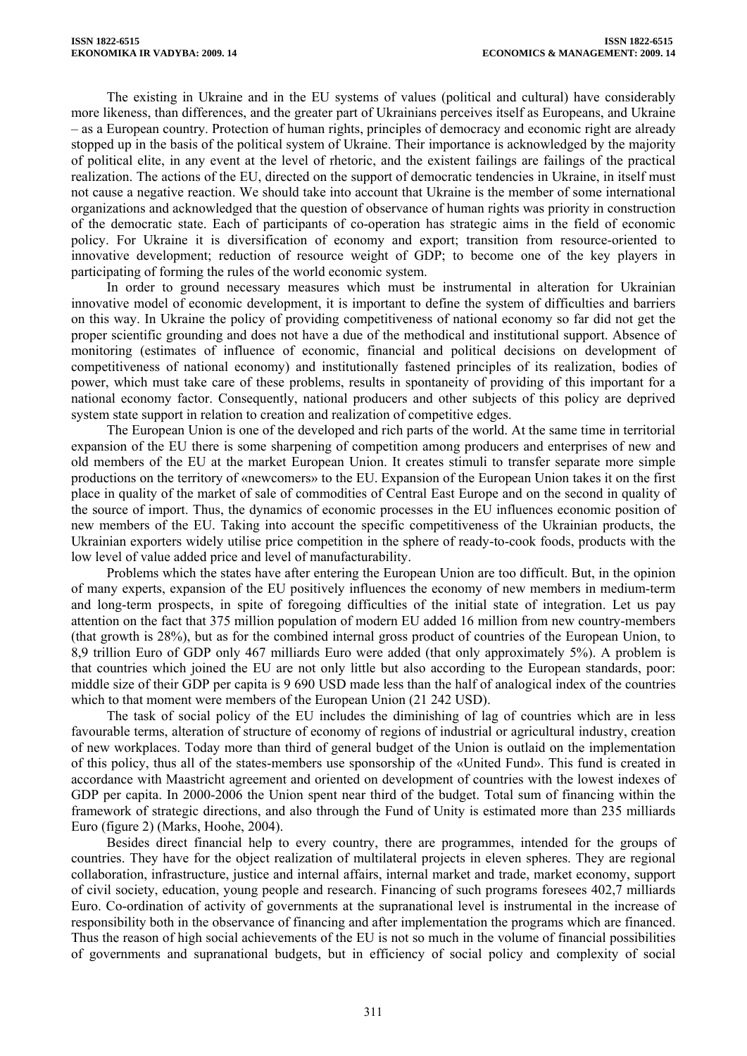The existing in Ukraine and in the EU systems of values (political and cultural) have considerably more likeness, than differences, and the greater part of Ukrainians perceives itself as Europeans, and Ukraine – as a European country. Protection of human rights, principles of democracy and economic right are already stopped up in the basis of the political system of Ukraine. Their importance is acknowledged by the majority of political elite, in any event at the level of rhetoric, and the existent failings are failings of the practical realization. The actions of the EU, directed on the support of democratic tendencies in Ukraine, in itself must not cause a negative reaction. We should take into account that Ukraine is the member of some international organizations and acknowledged that the question of observance of human rights was priority in construction of the democratic state. Each of participants of co-operation has strategic aims in the field of economic policy. For Ukraine it is diversification of economy and export; transition from resource-oriented to innovative development; reduction of resource weight of GDP; to become one of the key players in participating of forming the rules of the world economic system.

In order to ground necessary measures which must be instrumental in alteration for Ukrainian innovative model of economic development, it is important to define the system of difficulties and barriers on this way. In Ukraine the policy of providing competitiveness of national economy so far did not get the proper scientific grounding and does not have a due of the methodical and institutional support. Absence of monitoring (estimates of influence of economic, financial and political decisions on development of competitiveness of national economy) and institutionally fastened principles of its realization, bodies of power, which must take care of these problems, results in spontaneity of providing of this important for a national economy factor. Consequently, national producers and other subjects of this policy are deprived system state support in relation to creation and realization of competitive edges.

The European Union is one of the developed and rich parts of the world. At the same time in territorial expansion of the EU there is some sharpening of competition among producers and enterprises of new and old members of the EU at the market European Union. It creates stimuli to transfer separate more simple productions on the territory of «newcomers» to the EU. Expansion of the European Union takes it on the first place in quality of the market of sale of commodities of Central East Europe and on the second in quality of the source of import. Thus, the dynamics of economic processes in the EU influences economic position of new members of the EU. Taking into account the specific competitiveness of the Ukrainian products, the Ukrainian exporters widely utilise price competition in the sphere of ready-to-cook foods, products with the low level of value added price and level of manufacturability.

Problems which the states have after entering the European Union are too difficult. But, in the opinion of many experts, expansion of the EU positively influences the economy of new members in medium-term and long-term prospects, in spite of foregoing difficulties of the initial state of integration. Let us pay attention on the fact that 375 million population of modern EU added 16 million from new country-members (that growth is 28%), but as for the combined internal gross product of countries of the European Union, to 8,9 trillion Euro of GDP only 467 milliards Euro were added (that only approximately 5%). A problem is that countries which joined the EU are not only little but also according to the European standards, poor: middle size of their GDP per capita is 9 690 USD made less than the half of analogical index of the countries which to that moment were members of the European Union (21 242 USD).

The task of social policy of the EU includes the diminishing of lag of countries which are in less favourable terms, alteration of structure of economy of regions of industrial or agricultural industry, creation of new workplaces. Today more than third of general budget of the Union is outlaid on the implementation of this policy, thus all of the states-members use sponsorship of the «United Fund». This fund is created in accordance with Maastricht agreement and oriented on development of countries with the lowest indexes of GDP per capita. In 2000-2006 the Union spent near third of the budget. Total sum of financing within the framework of strategic directions, and also through the Fund of Unity is estimated more than 235 milliards Euro (figure 2) (Marks, Hoohe, 2004).

Besides direct financial help to every country, there are programmes, intended for the groups of countries. They have for the object realization of multilateral projects in eleven spheres. They are regional collaboration, infrastructure, justice and internal affairs, internal market and trade, market economy, support of civil society, education, young people and research. Financing of such programs foresees 402,7 milliards Euro. Co-ordination of activity of governments at the supranational level is instrumental in the increase of responsibility both in the observance of financing and after implementation the programs which are financed. Thus the reason of high social achievements of the EU is not so much in the volume of financial possibilities of governments and supranational budgets, but in efficiency of social policy and complexity of social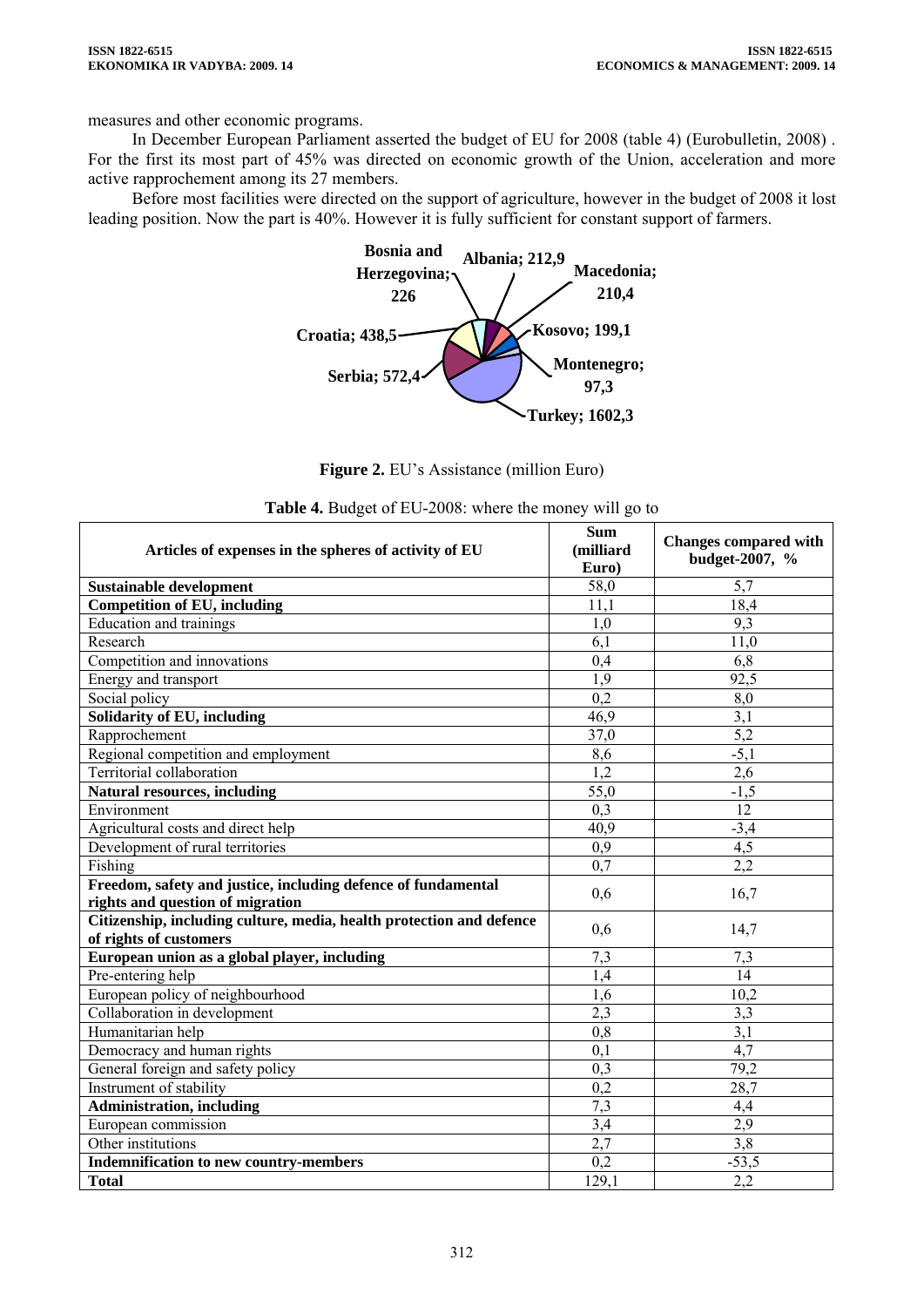measures and other economic programs.

In December European Parliament asserted the budget of EU for 2008 (table 4) (Eurobulletin, 2008) . For the first its most part of 45% was directed on economic growth of the Union, acceleration and more active rapprochement among its 27 members.

Before most facilities were directed on the support of agriculture, however in the budget of 2008 it lost leading position. Now the part is 40%. However it is fully sufficient for constant support of farmers.

**Figure 2.** EU's Assistance (million Euro)

**Table 4.** Budget of EU-2008: where the money will go to

| Articles of expenses in the spheres of activity of EU | Sum (milliard Euro) | Changes compared with budget-2007, % |
|---|---|---|
| **Sustainable development** | 58,0 | 5,7 |
| **Competition of EU, including** | 11,1 | 18,4 |
| Education and trainings | 1,0 | 9,3 |
| Research | 6,1 | 11,0 |
| Competition and innovations | 0,4 | 6,8 |
| Energy and transport | 1,9 | 92,5 |
| Social policy | 0,2 | 8,0 |
| **Solidarity of EU, including** | 46,9 | 3,1 |
| Rapprochement | 37,0 | 5,2 |
| Regional competition and employment | 8,6 | -5,1 |
| Territorial collaboration | 1,2 | 2,6 |
| **Natural resources, including** | 55,0 | -1,5 |
| Environment | 0,3 | 12 |
| Agricultural costs and direct help | 40,9 | -3,4 |
| Development of rural territories | 0,9 | 4,5 |
| Fishing | 0,7 | 2,2 |
| **Freedom, safety and justice, including defence of fundamental rights and question of migration** | 0,6 | 16,7 |
| **Citizenship, including culture, media, health protection and defence of rights of customers** | 0,6 | 14,7 |
| **European union as a global player, including** | 7,3 | 7,3 |
| Pre-entering help | 1,4 | 14 |
| European policy of neighbourhood | 1,6 | 10,2 |
| Collaboration in development | 2,3 | 3,3 |
| Humanitarian help | 0,8 | 3,1 |
| Democracy and human rights | 0,1 | 4,7 |
| General foreign and safety policy | 0,3 | 79,2 |
| Instrument of stability | 0,2 | 28,7 |
| **Administration, including** | 7,3 | 4,4 |
| European commission | 3,4 | 2,9 |
| Other institutions | 2,7 | 3,8 |
| **Indemnification to new country-members** | 0,2 | -53,5 |
| **Total** | 129,1 | 2,2 |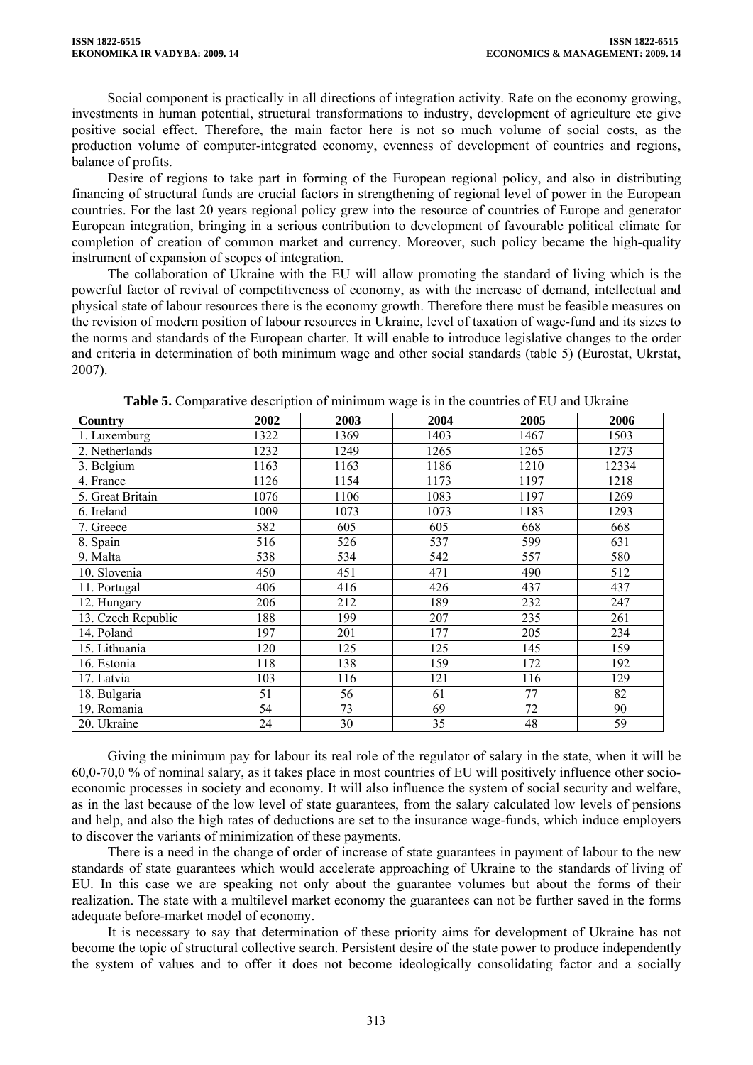Social component is practically in all directions of integration activity. Rate on the economy growing, investments in human potential, structural transformations to industry, development of agriculture etc give positive social effect. Therefore, the main factor here is not so much volume of social costs, as the production volume of computer-integrated economy, evenness of development of countries and regions, balance of profits.

Desire of regions to take part in forming of the European regional policy, and also in distributing financing of structural funds are crucial factors in strengthening of regional level of power in the European countries. For the last 20 years regional policy grew into the resource of countries of Europe and generator European integration, bringing in a serious contribution to development of favourable political climate for completion of creation of common market and currency. Moreover, such policy became the high-quality instrument of expansion of scopes of integration.

The collaboration of Ukraine with the EU will allow promoting the standard of living which is the powerful factor of revival of competitiveness of economy, as with the increase of demand, intellectual and physical state of labour resources there is the economy growth. Therefore there must be feasible measures on the revision of modern position of labour resources in Ukraine, level of taxation of wage-fund and its sizes to the norms and standards of the European charter. It will enable to introduce legislative changes to the order and criteria in determination of both minimum wage and other social standards (table 5) (Eurostat, Ukrstat, 2007).

**Table 5.** Comparative description of minimum wage is in the countries of EU and Ukraine

| Country | 2002 | 2003 | 2004 | 2005 | 2006 |
|---|---|---|---|---|---|
| 1. Luxemburg | 1322 | 1369 | 1403 | 1467 | 1503 |
| 2. Netherlands | 1232 | 1249 | 1265 | 1265 | 1273 |
| 3. Belgium | 1163 | 1163 | 1186 | 1210 | 12334 |
| 4. France | 1126 | 1154 | 1173 | 1197 | 1218 |
| 5. Great Britain | 1076 | 1106 | 1083 | 1197 | 1269 |
| 6. Ireland | 1009 | 1073 | 1073 | 1183 | 1293 |
| 7. Greece | 582 | 605 | 605 | 668 | 668 |
| 8. Spain | 516 | 526 | 537 | 599 | 631 |
| 9. Malta | 538 | 534 | 542 | 557 | 580 |
| 10. Slovenia | 450 | 451 | 471 | 490 | 512 |
| 11. Portugal | 406 | 416 | 426 | 437 | 437 |
| 12. Hungary | 206 | 212 | 189 | 232 | 247 |
| 13. Czech Republic | 188 | 199 | 207 | 235 | 261 |
| 14. Poland | 197 | 201 | 177 | 205 | 234 |
| 15. Lithuania | 120 | 125 | 125 | 145 | 159 |
| 16. Estonia | 118 | 138 | 159 | 172 | 192 |
| 17. Latvia | 103 | 116 | 121 | 116 | 129 |
| 18. Bulgaria | 51 | 56 | 61 | 77 | 82 |
| 19. Romania | 54 | 73 | 69 | 72 | 90 |
| 20. Ukraine | 24 | 30 | 35 | 48 | 59 |

Giving the minimum pay for labour its real role of the regulator of salary in the state, when it will be 60,0-70,0 % of nominal salary, as it takes place in most countries of EU will positively influence other socio-economic processes in society and economy. It will also influence the system of social security and welfare, as in the last because of the low level of state guarantees, from the salary calculated low levels of pensions and help, and also the high rates of deductions are set to the insurance wage-funds, which induce employers to discover the variants of minimization of these payments.

There is a need in the change of order of increase of state guarantees in payment of labour to the new standards of state guarantees which would accelerate approaching of Ukraine to the standards of living of EU. In this case we are speaking not only about the guarantee volumes but about the forms of their realization. The state with a multilevel market economy the guarantees can not be further saved in the forms adequate before-market model of economy.

It is necessary to say that determination of these priority aims for development of Ukraine has not become the topic of structural collective search. Persistent desire of the state power to produce independently the system of values and to offer it does not become ideologically consolidating factor and a socially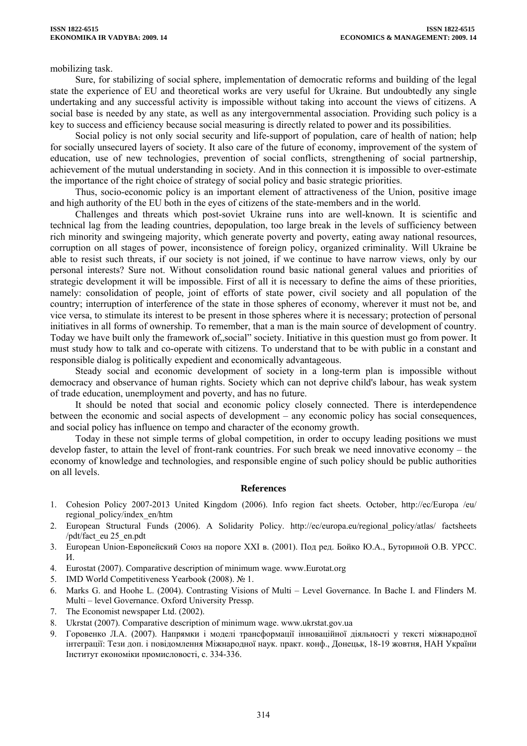mobilizing task.

Sure, for stabilizing of social sphere, implementation of democratic reforms and building of the legal state the experience of EU and theoretical works are very useful for Ukraine. But undoubtedly any single undertaking and any successful activity is impossible without taking into account the views of citizens. A social base is needed by any state, as well as any intergovernmental association. Providing such policy is a key to success and efficiency because social measuring is directly related to power and its possibilities.

Social policy is not only social security and life-support of population, care of health of nation; help for socially unsecured layers of society. It also care of the future of economy, improvement of the system of education, use of new technologies, prevention of social conflicts, strengthening of social partnership, achievement of the mutual understanding in society. And in this connection it is impossible to over-estimate the importance of the right choice of strategy of social policy and basic strategic priorities.

Thus, socio-economic policy is an important element of attractiveness of the Union, positive image and high authority of the EU both in the eyes of citizens of the state-members and in the world.

Challenges and threats which post-soviet Ukraine runs into are well-known. It is scientific and technical lag from the leading countries, depopulation, too large break in the levels of sufficiency between rich minority and swingeing majority, which generate poverty and poverty, eating away national resources, corruption on all stages of power, inconsistence of foreign policy, organized criminality. Will Ukraine be able to resist such threats, if our society is not joined, if we continue to have narrow views, only by our personal interests? Sure not. Without consolidation round basic national general values and priorities of strategic development it will be impossible. First of all it is necessary to define the aims of these priorities, namely: consolidation of people, joint of efforts of state power, civil society and all population of the country; interruption of interference of the state in those spheres of economy, wherever it must not be, and vice versa, to stimulate its interest to be present in those spheres where it is necessary; protection of personal initiatives in all forms of ownership. To remember, that a man is the main source of development of country. Today we have built only the framework of„social" society. Initiative in this question must go from power. It must study how to talk and co-operate with citizens. To understand that to be with public in a constant and responsible dialog is politically expedient and economically advantageous.

Steady social and economic development of society in a long-term plan is impossible without democracy and observance of human rights. Society which can not deprive child's labour, has weak system of trade education, unemployment and poverty, and has no future.

It should be noted that social and economic policy closely connected. There is interdependence between the economic and social aspects of development – any economic policy has social consequences, and social policy has influence on tempo and character of the economy growth.

Today in these not simple terms of global competition, in order to occupy leading positions we must develop faster, to attain the level of front-rank countries. For such break we need innovative economy – the economy of knowledge and technologies, and responsible engine of such policy should be public authorities on all levels.

## References

1. Cohesion Policy 2007-2013 United Kingdom (2006). Info region fact sheets. October, http://ec/Europa /eu/ regional_policy/index_en/htm
2. European Structural Funds (2006). A Solidarity Policy. http://ec/europa.eu/regional_policy/atlas/ factsheets /pdt/fact_eu 25_en.pdt
3. European Union-Европейский Союз на пороге XXI в. (2001). Под ред. Бойко Ю.А., Буториной О.В. УРСС. И.
4. Eurostat (2007). Comparative description of minimum wage. www.Eurotat.org
5. IMD World Competitiveness Yearbook (2008). № 1.
6. Marks G. and Hoohe L. (2004). Contrasting Visions of Multi – Level Governance. In Bache I. and Flinders M. Multi – level Governance. Oxford University Pressp.
7. The Economist newspaper Ltd. (2002).
8. Ukrstat (2007). Comparative description of minimum wage. www.ukrstat.gov.ua
9. Горовенко Л.А. (2007). Напрямки і моделі трансформації інноваційної діяльності у тексті міжнародної інтеграції: Тези доп. і повідомлення Міжнародної наук. практ. конф., Донецьк, 18-19 жовтня, НАН України Інститут економіки промисловості, с. 334-336.